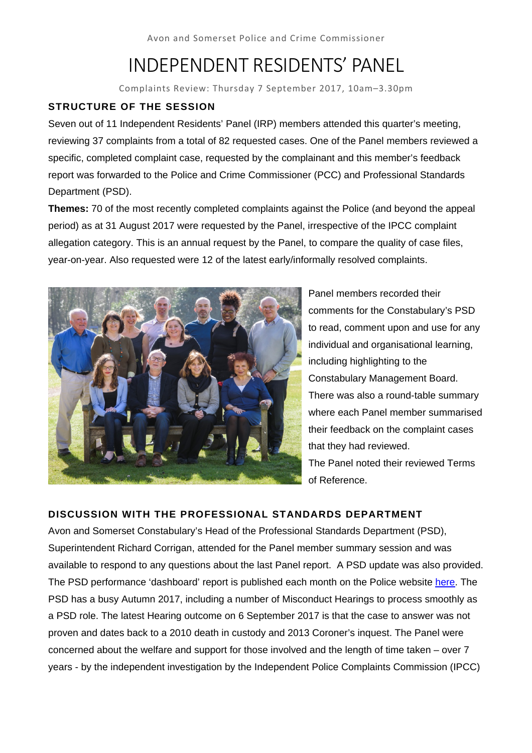Avon and Somerset Police and Crime Commissioner

# INDEPENDENT RESIDENTS' PANEL

Complaints Review: Thursday 7 September 2017, 10am–3.30pm

## STRUCTURE OF THE SESSION

Seven out of 11 Independent Residents' Panel (IRP) members attended this quarter's meeting, reviewing 37 complaints from a total of 82 requested cases. One of the Panel members reviewed a specific, completed complaint case, requested by the complainant and this member's feedback report was forwarded to the Police and Crime Commissioner (PCC) and Professional Standards Department (PSD).

**Themes:** 70 of the most recently completed complaints against the Police (and beyond the appeal period) as at 31 August 2017 were requested by the Panel, irrespective of the IPCC complaint allegation category. This is an annual request by the Panel, to compare the quality of case files, year-on-year. Also requested were 12 of the latest early/informally resolved complaints.

Panel members recorded their comments for the Constabulary's PSD to read, comment upon and use for any individual and organisational learning, including highlighting to the Constabulary Management Board. There was also a round-table summary where each Panel member summarised their feedback on the complaint cases that they had reviewed.

The Panel noted their reviewed Terms of Reference.

## DISCUSSION WITH THE PROFESSIONAL STANDARDS DEPARTMENT

Avon and Somerset Constabulary's Head of the Professional Standards Department (PSD), Superintendent Richard Corrigan, attended for the Panel member summary session and was available to respond to any questions about the last Panel report. A PSD update was also provided. The PSD performance 'dashboard' report is published each month on the Police website here. The PSD has a busy Autumn 2017, including a number of Misconduct Hearings to process smoothly as a PSD role. The latest Hearing outcome on 6 September 2017 is that the case to answer was not proven and dates back to a 2010 death in custody and 2013 Coroner's inquest. The Panel were concerned about the welfare and support for those involved and the length of time taken – over 7 years - by the independent investigation by the Independent Police Complaints Commission (IPCC)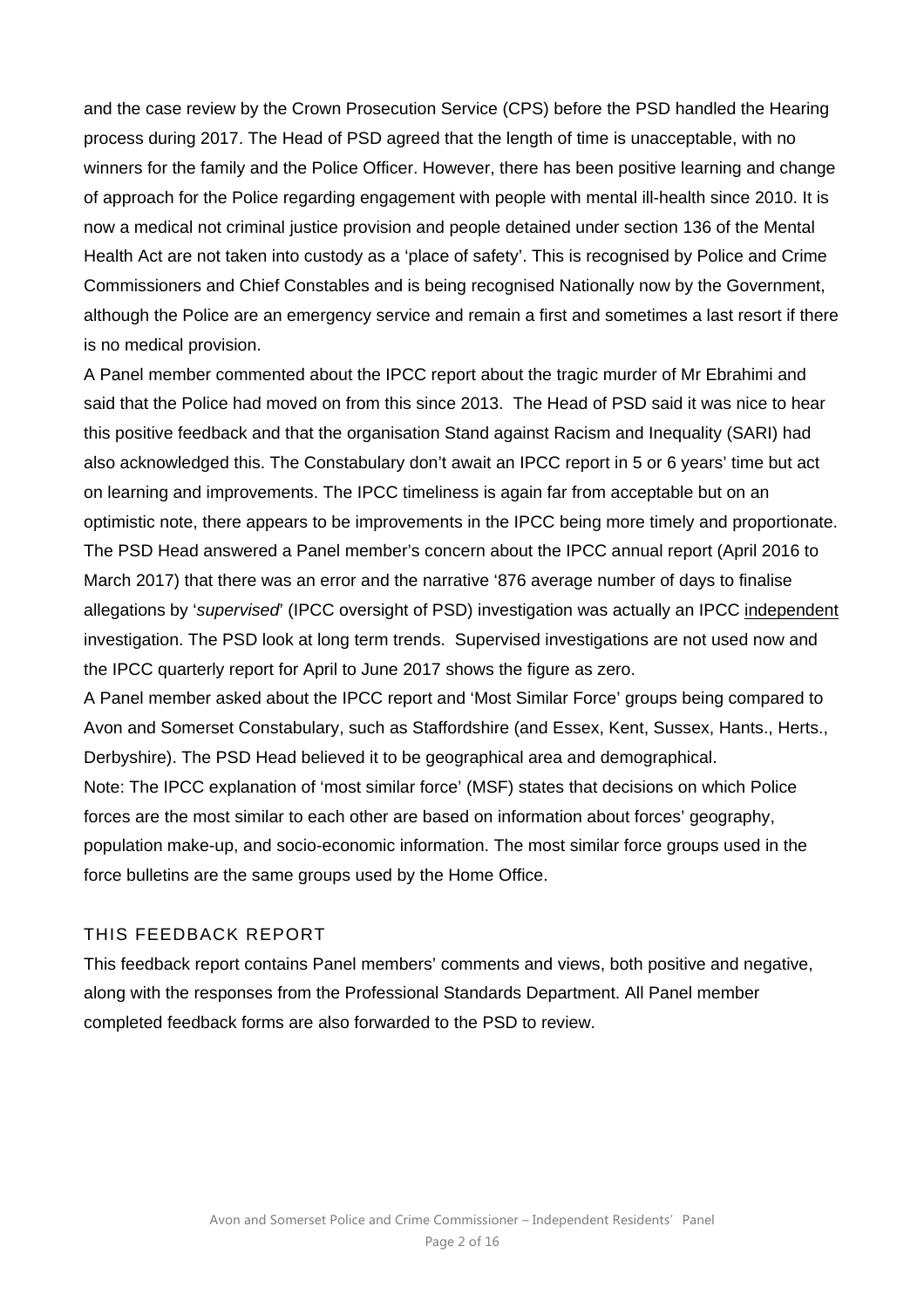and the case review by the Crown Prosecution Service (CPS) before the PSD handled the Hearing process during 2017. The Head of PSD agreed that the length of time is unacceptable, with no winners for the family and the Police Officer. However, there has been positive learning and change of approach for the Police regarding engagement with people with mental ill-health since 2010. It is now a medical not criminal justice provision and people detained under section 136 of the Mental Health Act are not taken into custody as a 'place of safety'. This is recognised by Police and Crime Commissioners and Chief Constables and is being recognised Nationally now by the Government, although the Police are an emergency service and remain a first and sometimes a last resort if there is no medical provision.

A Panel member commented about the IPCC report about the tragic murder of Mr Ebrahimi and said that the Police had moved on from this since 2013. The Head of PSD said it was nice to hear this positive feedback and that the organisation Stand against Racism and Inequality (SARI) had also acknowledged this. The Constabulary don't await an IPCC report in 5 or 6 years' time but act on learning and improvements. The IPCC timeliness is again far from acceptable but on an optimistic note, there appears to be improvements in the IPCC being more timely and proportionate.

The PSD Head answered a Panel member's concern about the IPCC annual report (April 2016 to March 2017) that there was an error and the narrative '876 average number of days to finalise allegations by '*supervised*' (IPCC oversight of PSD) investigation was actually an IPCC independent investigation. The PSD look at long term trends. Supervised investigations are not used now and the IPCC quarterly report for April to June 2017 shows the figure as zero.

A Panel member asked about the IPCC report and 'Most Similar Force' groups being compared to Avon and Somerset Constabulary, such as Staffordshire (and Essex, Kent, Sussex, Hants., Herts., Derbyshire). The PSD Head believed it to be geographical area and demographical.

Note: The IPCC explanation of 'most similar force' (MSF) states that decisions on which Police forces are the most similar to each other are based on information about forces' geography, population make-up, and socio-economic information. The most similar force groups used in the force bulletins are the same groups used by the Home Office.

## THIS FEEDBACK REPORT

This feedback report contains Panel members' comments and views, both positive and negative, along with the responses from the Professional Standards Department. All Panel member completed feedback forms are also forwarded to the PSD to review.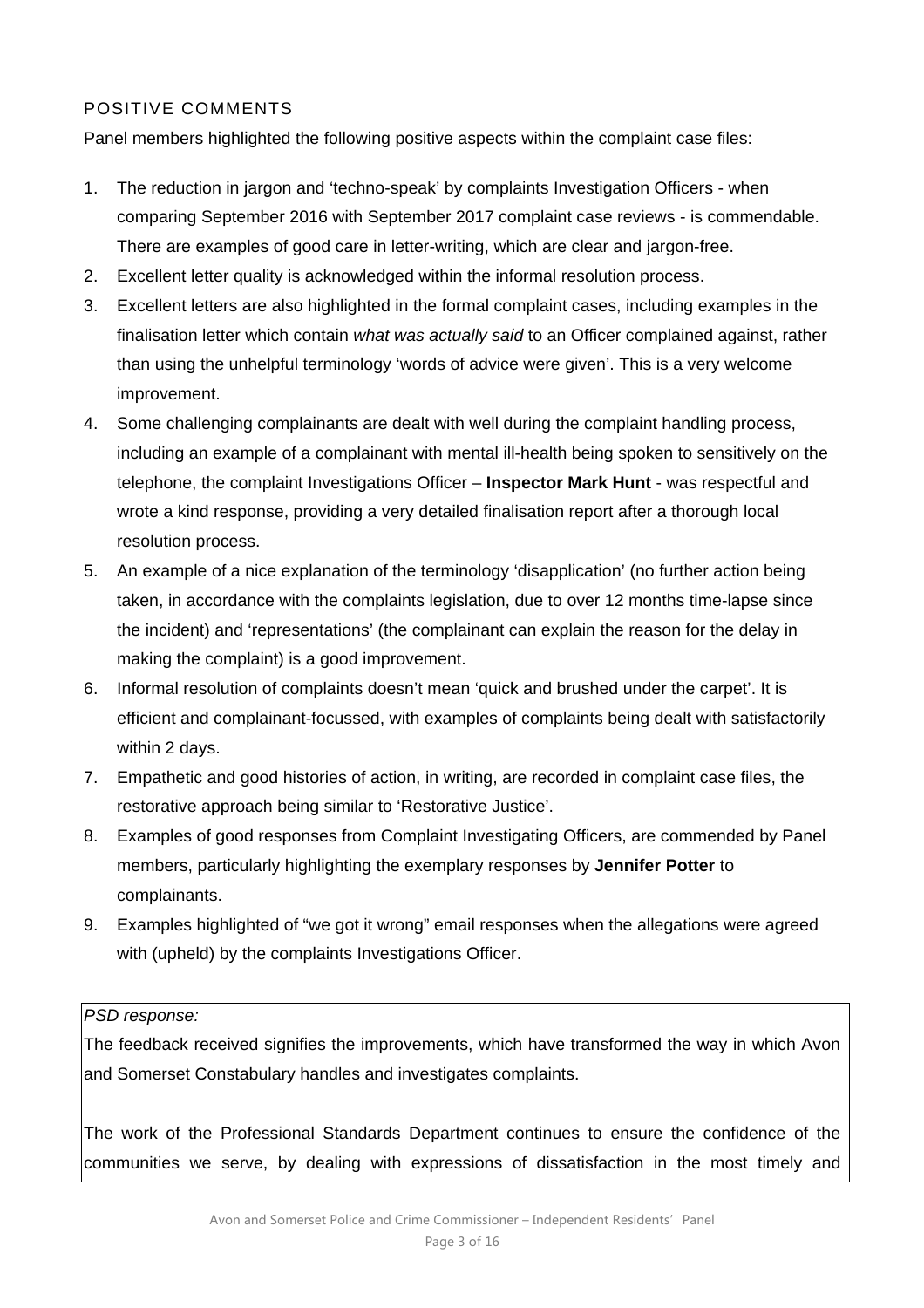## POSITIVE COMMENTS

Panel members highlighted the following positive aspects within the complaint case files:

1. The reduction in jargon and 'techno-speak' by complaints Investigation Officers - when comparing September 2016 with September 2017 complaint case reviews - is commendable. There are examples of good care in letter-writing, which are clear and jargon-free.
2. Excellent letter quality is acknowledged within the informal resolution process.
3. Excellent letters are also highlighted in the formal complaint cases, including examples in the finalisation letter which contain *what was actually said* to an Officer complained against, rather than using the unhelpful terminology 'words of advice were given'. This is a very welcome improvement.
4. Some challenging complainants are dealt with well during the complaint handling process, including an example of a complainant with mental ill-health being spoken to sensitively on the telephone, the complaint Investigations Officer – **Inspector Mark Hunt** - was respectful and wrote a kind response, providing a very detailed finalisation report after a thorough local resolution process.
5. An example of a nice explanation of the terminology 'disapplication' (no further action being taken, in accordance with the complaints legislation, due to over 12 months time-lapse since the incident) and 'representations' (the complainant can explain the reason for the delay in making the complaint) is a good improvement.
6. Informal resolution of complaints doesn't mean 'quick and brushed under the carpet'. It is efficient and complainant-focussed, with examples of complaints being dealt with satisfactorily within 2 days.
7. Empathetic and good histories of action, in writing, are recorded in complaint case files, the restorative approach being similar to 'Restorative Justice'.
8. Examples of good responses from Complaint Investigating Officers, are commended by Panel members, particularly highlighting the exemplary responses by **Jennifer Potter** to complainants.
9. Examples highlighted of "we got it wrong" email responses when the allegations were agreed with (upheld) by the complaints Investigations Officer.

*PSD response:*

The feedback received signifies the improvements, which have transformed the way in which Avon and Somerset Constabulary handles and investigates complaints.

The work of the Professional Standards Department continues to ensure the confidence of the communities we serve, by dealing with expressions of dissatisfaction in the most timely and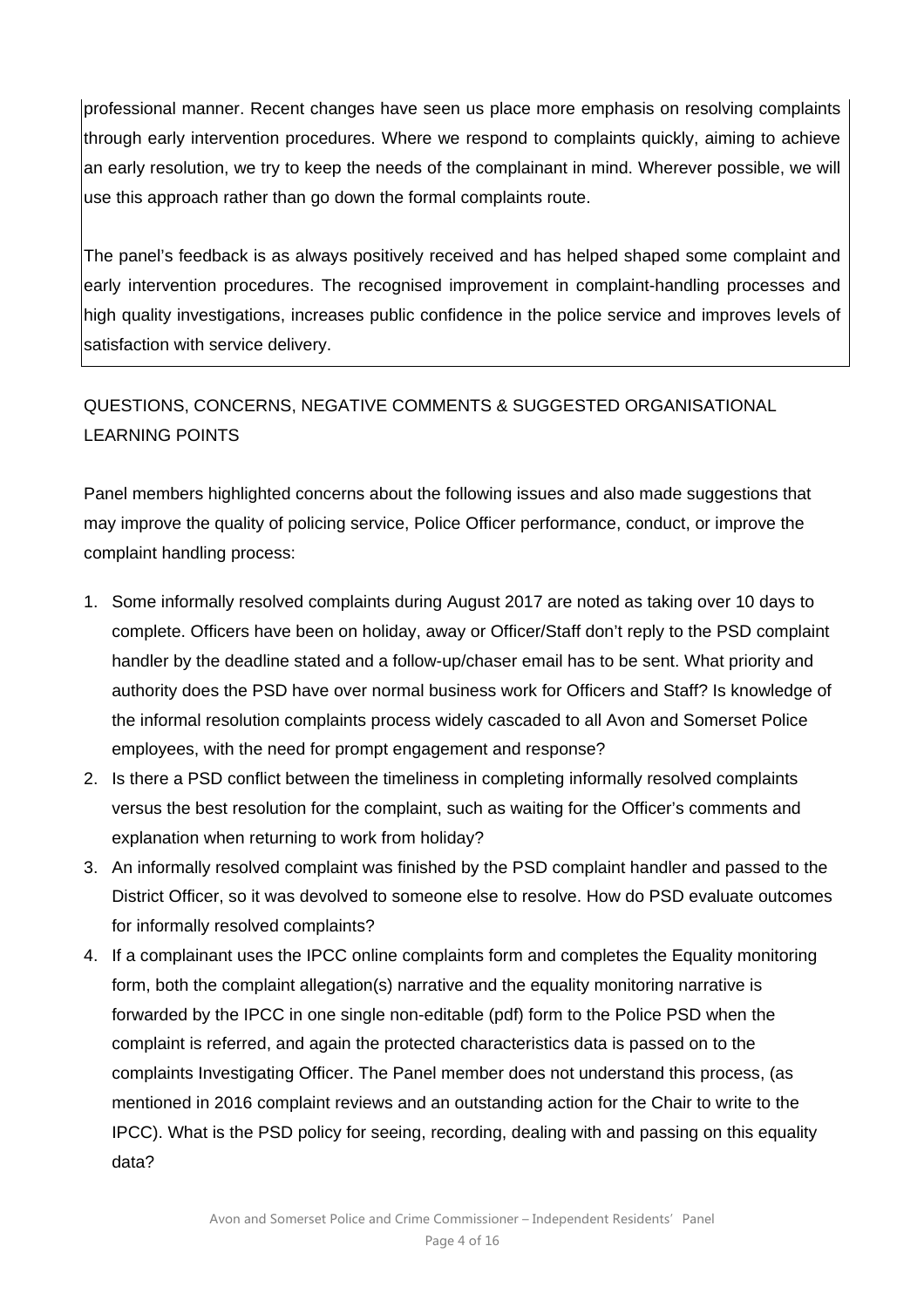professional manner. Recent changes have seen us place more emphasis on resolving complaints through early intervention procedures. Where we respond to complaints quickly, aiming to achieve an early resolution, we try to keep the needs of the complainant in mind. Wherever possible, we will use this approach rather than go down the formal complaints route.

The panel's feedback is as always positively received and has helped shaped some complaint and early intervention procedures. The recognised improvement in complaint-handling processes and high quality investigations, increases public confidence in the police service and improves levels of satisfaction with service delivery.

QUESTIONS, CONCERNS, NEGATIVE COMMENTS & SUGGESTED ORGANISATIONAL LEARNING POINTS

Panel members highlighted concerns about the following issues and also made suggestions that may improve the quality of policing service, Police Officer performance, conduct, or improve the complaint handling process:

1. Some informally resolved complaints during August 2017 are noted as taking over 10 days to complete. Officers have been on holiday, away or Officer/Staff don't reply to the PSD complaint handler by the deadline stated and a follow-up/chaser email has to be sent. What priority and authority does the PSD have over normal business work for Officers and Staff? Is knowledge of the informal resolution complaints process widely cascaded to all Avon and Somerset Police employees, with the need for prompt engagement and response?
2. Is there a PSD conflict between the timeliness in completing informally resolved complaints versus the best resolution for the complaint, such as waiting for the Officer's comments and explanation when returning to work from holiday?
3. An informally resolved complaint was finished by the PSD complaint handler and passed to the District Officer, so it was devolved to someone else to resolve. How do PSD evaluate outcomes for informally resolved complaints?
4. If a complainant uses the IPCC online complaints form and completes the Equality monitoring form, both the complaint allegation(s) narrative and the equality monitoring narrative is forwarded by the IPCC in one single non-editable (pdf) form to the Police PSD when the complaint is referred, and again the protected characteristics data is passed on to the complaints Investigating Officer. The Panel member does not understand this process, (as mentioned in 2016 complaint reviews and an outstanding action for the Chair to write to the IPCC). What is the PSD policy for seeing, recording, dealing with and passing on this equality data?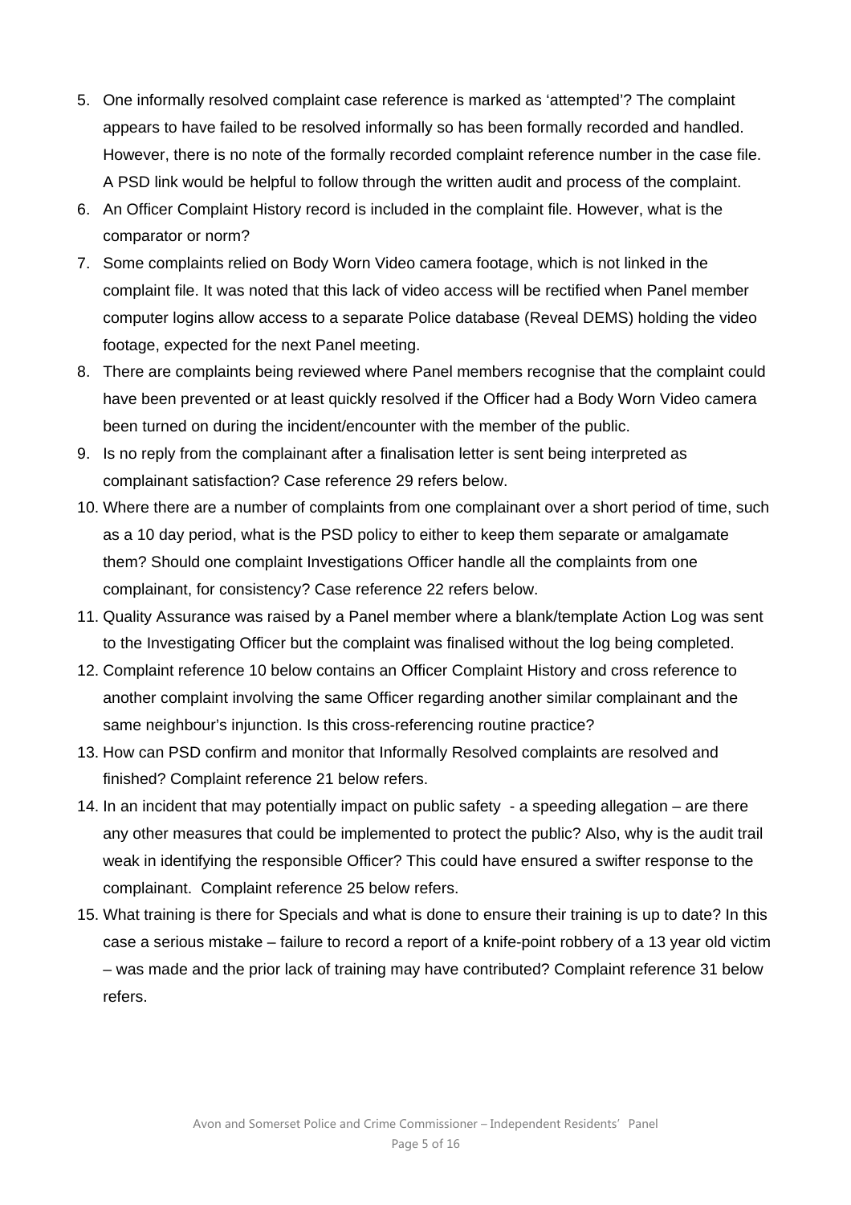5. One informally resolved complaint case reference is marked as 'attempted'? The complaint appears to have failed to be resolved informally so has been formally recorded and handled. However, there is no note of the formally recorded complaint reference number in the case file. A PSD link would be helpful to follow through the written audit and process of the complaint.
6. An Officer Complaint History record is included in the complaint file. However, what is the comparator or norm?
7. Some complaints relied on Body Worn Video camera footage, which is not linked in the complaint file. It was noted that this lack of video access will be rectified when Panel member computer logins allow access to a separate Police database (Reveal DEMS) holding the video footage, expected for the next Panel meeting.
8. There are complaints being reviewed where Panel members recognise that the complaint could have been prevented or at least quickly resolved if the Officer had a Body Worn Video camera been turned on during the incident/encounter with the member of the public.
9. Is no reply from the complainant after a finalisation letter is sent being interpreted as complainant satisfaction? Case reference 29 refers below.
10. Where there are a number of complaints from one complainant over a short period of time, such as a 10 day period, what is the PSD policy to either to keep them separate or amalgamate them? Should one complaint Investigations Officer handle all the complaints from one complainant, for consistency? Case reference 22 refers below.
11. Quality Assurance was raised by a Panel member where a blank/template Action Log was sent to the Investigating Officer but the complaint was finalised without the log being completed.
12. Complaint reference 10 below contains an Officer Complaint History and cross reference to another complaint involving the same Officer regarding another similar complainant and the same neighbour's injunction. Is this cross-referencing routine practice?
13. How can PSD confirm and monitor that Informally Resolved complaints are resolved and finished? Complaint reference 21 below refers.
14. In an incident that may potentially impact on public safety - a speeding allegation – are there any other measures that could be implemented to protect the public? Also, why is the audit trail weak in identifying the responsible Officer? This could have ensured a swifter response to the complainant. Complaint reference 25 below refers.
15. What training is there for Specials and what is done to ensure their training is up to date? In this case a serious mistake – failure to record a report of a knife-point robbery of a 13 year old victim – was made and the prior lack of training may have contributed? Complaint reference 31 below refers.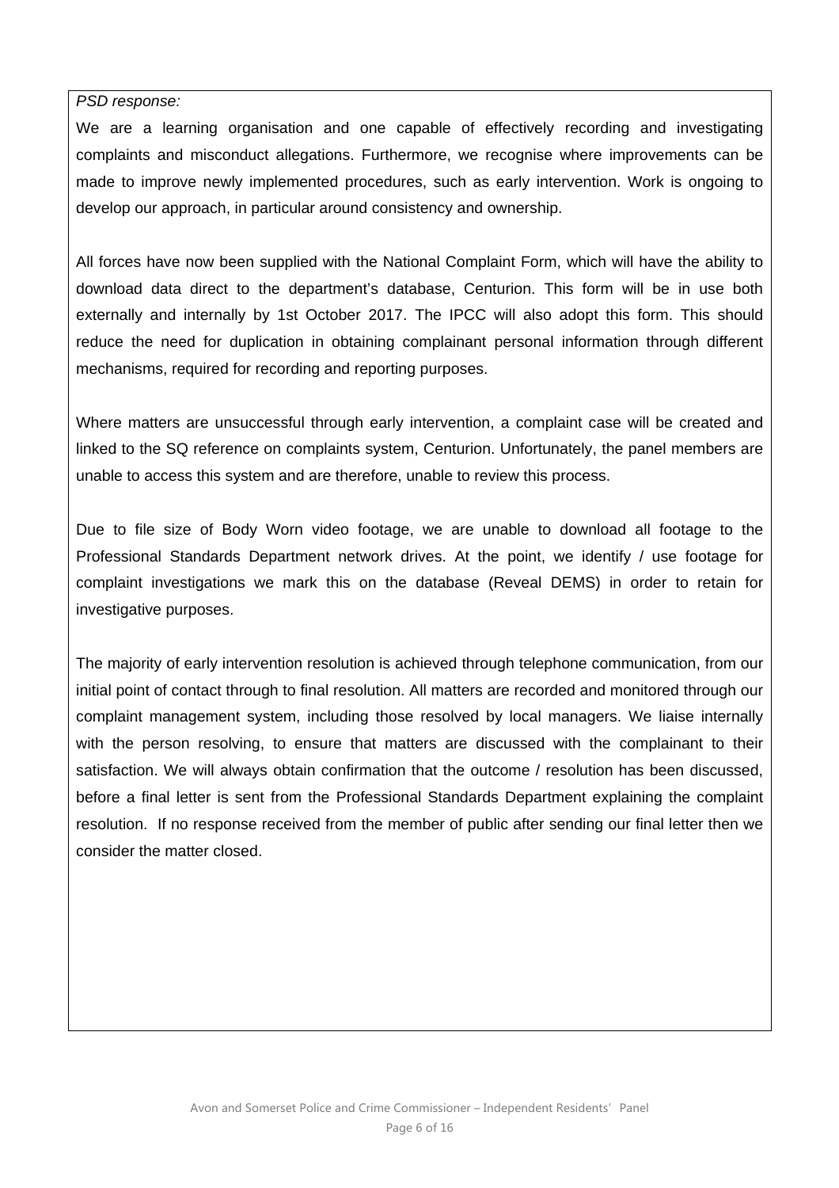*PSD response:*

We are a learning organisation and one capable of effectively recording and investigating complaints and misconduct allegations. Furthermore, we recognise where improvements can be made to improve newly implemented procedures, such as early intervention. Work is ongoing to develop our approach, in particular around consistency and ownership.

All forces have now been supplied with the National Complaint Form, which will have the ability to download data direct to the department's database, Centurion. This form will be in use both externally and internally by 1st October 2017. The IPCC will also adopt this form. This should reduce the need for duplication in obtaining complainant personal information through different mechanisms, required for recording and reporting purposes.

Where matters are unsuccessful through early intervention, a complaint case will be created and linked to the SQ reference on complaints system, Centurion. Unfortunately, the panel members are unable to access this system and are therefore, unable to review this process.

Due to file size of Body Worn video footage, we are unable to download all footage to the Professional Standards Department network drives. At the point, we identify / use footage for complaint investigations we mark this on the database (Reveal DEMS) in order to retain for investigative purposes.

The majority of early intervention resolution is achieved through telephone communication, from our initial point of contact through to final resolution. All matters are recorded and monitored through our complaint management system, including those resolved by local managers. We liaise internally with the person resolving, to ensure that matters are discussed with the complainant to their satisfaction. We will always obtain confirmation that the outcome / resolution has been discussed, before a final letter is sent from the Professional Standards Department explaining the complaint resolution. If no response received from the member of public after sending our final letter then we consider the matter closed.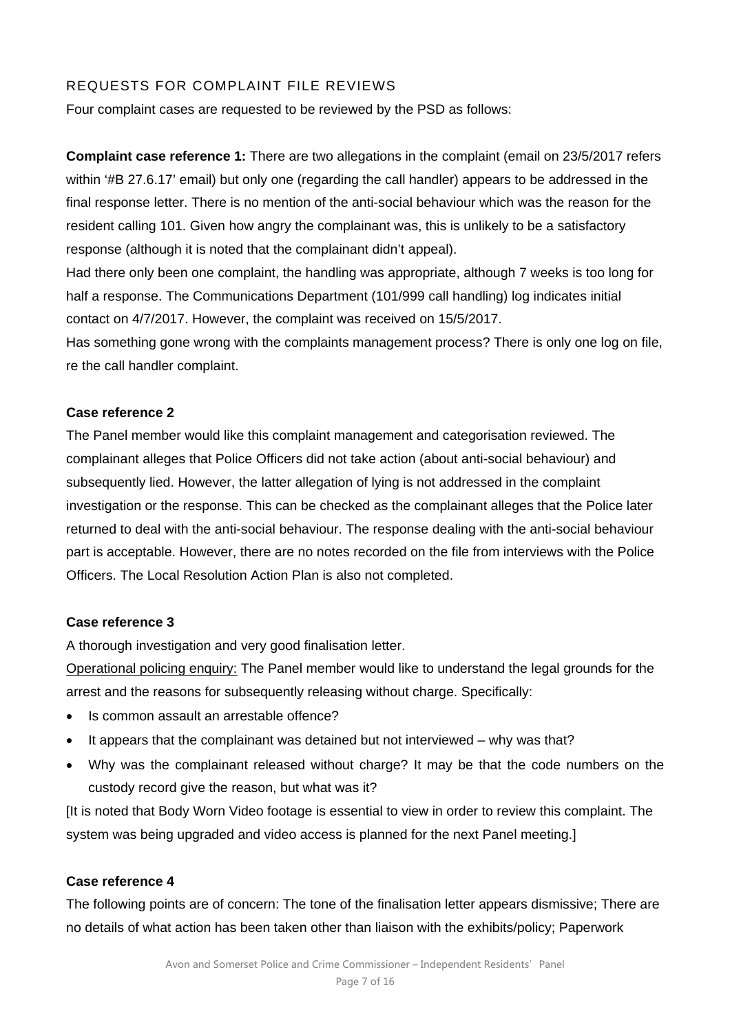## REQUESTS FOR COMPLAINT FILE REVIEWS

Four complaint cases are requested to be reviewed by the PSD as follows:

**Complaint case reference 1:** There are two allegations in the complaint (email on 23/5/2017 refers within '#B 27.6.17' email) but only one (regarding the call handler) appears to be addressed in the final response letter. There is no mention of the anti-social behaviour which was the reason for the resident calling 101. Given how angry the complainant was, this is unlikely to be a satisfactory response (although it is noted that the complainant didn't appeal).

Had there only been one complaint, the handling was appropriate, although 7 weeks is too long for half a response. The Communications Department (101/999 call handling) log indicates initial contact on 4/7/2017. However, the complaint was received on 15/5/2017.

Has something gone wrong with the complaints management process? There is only one log on file, re the call handler complaint.

**Case reference 2**

The Panel member would like this complaint management and categorisation reviewed. The complainant alleges that Police Officers did not take action (about anti-social behaviour) and subsequently lied. However, the latter allegation of lying is not addressed in the complaint investigation or the response. This can be checked as the complainant alleges that the Police later returned to deal with the anti-social behaviour. The response dealing with the anti-social behaviour part is acceptable. However, there are no notes recorded on the file from interviews with the Police Officers. The Local Resolution Action Plan is also not completed.

**Case reference 3**

A thorough investigation and very good finalisation letter.

Operational policing enquiry: The Panel member would like to understand the legal grounds for the arrest and the reasons for subsequently releasing without charge. Specifically:

- Is common assault an arrestable offence?
- It appears that the complainant was detained but not interviewed – why was that?
- Why was the complainant released without charge? It may be that the code numbers on the custody record give the reason, but what was it?

[It is noted that Body Worn Video footage is essential to view in order to review this complaint. The system was being upgraded and video access is planned for the next Panel meeting.]

**Case reference 4**

The following points are of concern: The tone of the finalisation letter appears dismissive; There are no details of what action has been taken other than liaison with the exhibits/policy; Paperwork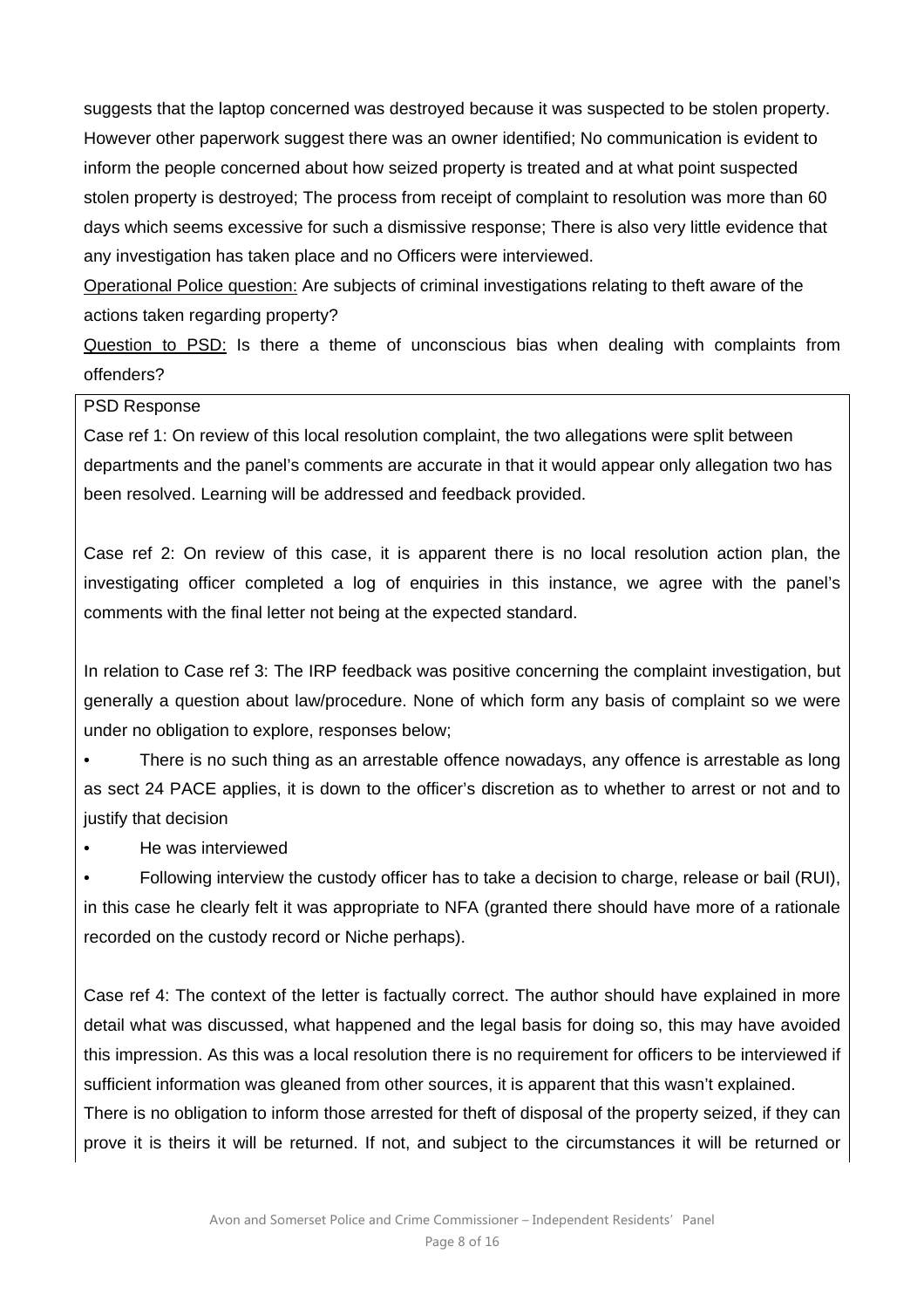suggests that the laptop concerned was destroyed because it was suspected to be stolen property. However other paperwork suggest there was an owner identified; No communication is evident to inform the people concerned about how seized property is treated and at what point suspected stolen property is destroyed; The process from receipt of complaint to resolution was more than 60 days which seems excessive for such a dismissive response; There is also very little evidence that any investigation has taken place and no Officers were interviewed.

Operational Police question: Are subjects of criminal investigations relating to theft aware of the actions taken regarding property?

Question to PSD: Is there a theme of unconscious bias when dealing with complaints from offenders?

PSD Response

Case ref 1: On review of this local resolution complaint, the two allegations were split between departments and the panel's comments are accurate in that it would appear only allegation two has been resolved. Learning will be addressed and feedback provided.

Case ref 2: On review of this case, it is apparent there is no local resolution action plan, the investigating officer completed a log of enquiries in this instance, we agree with the panel's comments with the final letter not being at the expected standard.

In relation to Case ref 3: The IRP feedback was positive concerning the complaint investigation, but generally a question about law/procedure. None of which form any basis of complaint so we were under no obligation to explore, responses below;

- There is no such thing as an arrestable offence nowadays, any offence is arrestable as long as sect 24 PACE applies, it is down to the officer's discretion as to whether to arrest or not and to justify that decision
- He was interviewed
- Following interview the custody officer has to take a decision to charge, release or bail (RUI), in this case he clearly felt it was appropriate to NFA (granted there should have more of a rationale recorded on the custody record or Niche perhaps).

Case ref 4: The context of the letter is factually correct. The author should have explained in more detail what was discussed, what happened and the legal basis for doing so, this may have avoided this impression. As this was a local resolution there is no requirement for officers to be interviewed if sufficient information was gleaned from other sources, it is apparent that this wasn't explained.
There is no obligation to inform those arrested for theft of disposal of the property seized, if they can prove it is theirs it will be returned. If not, and subject to the circumstances it will be returned or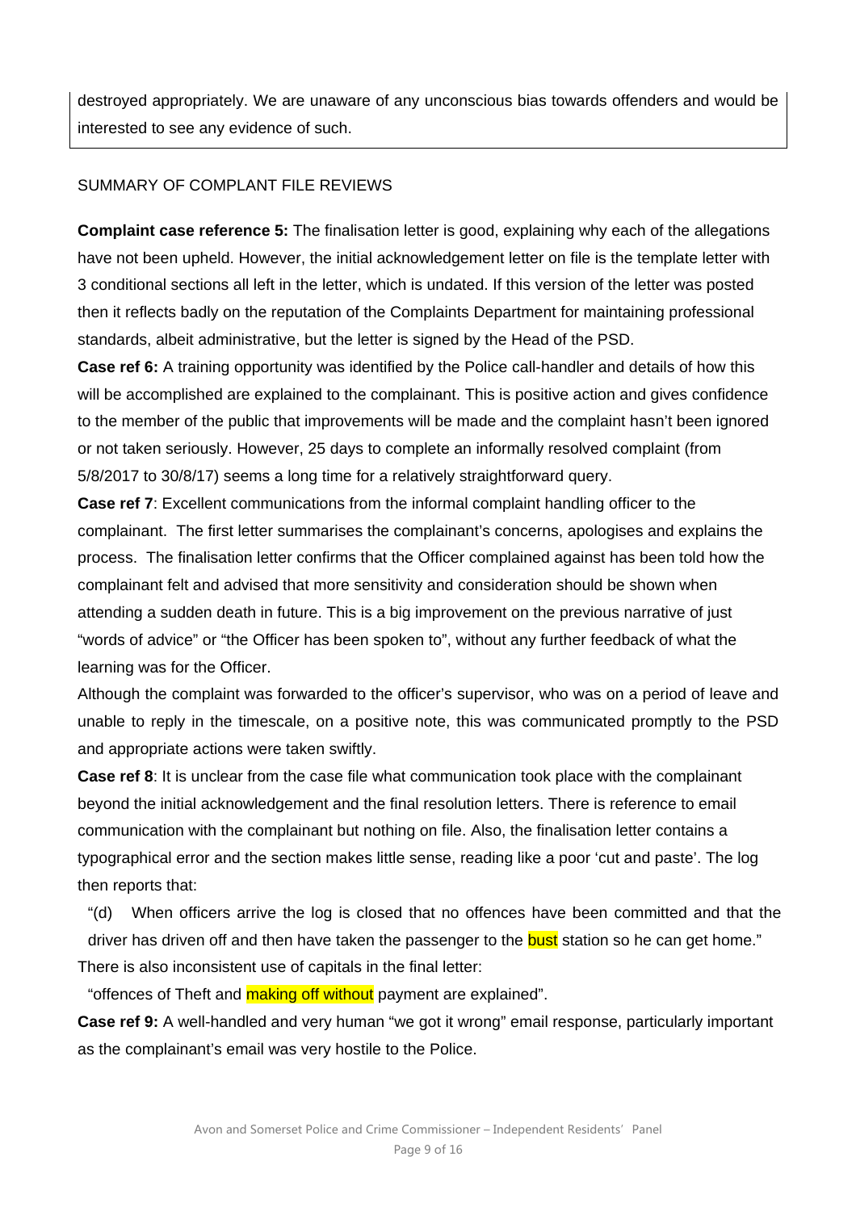destroyed appropriately. We are unaware of any unconscious bias towards offenders and would be interested to see any evidence of such.

SUMMARY OF COMPLANT FILE REVIEWS

**Complaint case reference 5:** The finalisation letter is good, explaining why each of the allegations have not been upheld. However, the initial acknowledgement letter on file is the template letter with 3 conditional sections all left in the letter, which is undated. If this version of the letter was posted then it reflects badly on the reputation of the Complaints Department for maintaining professional standards, albeit administrative, but the letter is signed by the Head of the PSD.

**Case ref 6:** A training opportunity was identified by the Police call-handler and details of how this will be accomplished are explained to the complainant. This is positive action and gives confidence to the member of the public that improvements will be made and the complaint hasn't been ignored or not taken seriously. However, 25 days to complete an informally resolved complaint (from 5/8/2017 to 30/8/17) seems a long time for a relatively straightforward query.

**Case ref 7**: Excellent communications from the informal complaint handling officer to the complainant. The first letter summarises the complainant's concerns, apologises and explains the process. The finalisation letter confirms that the Officer complained against has been told how the complainant felt and advised that more sensitivity and consideration should be shown when attending a sudden death in future. This is a big improvement on the previous narrative of just "words of advice" or "the Officer has been spoken to", without any further feedback of what the learning was for the Officer.

Although the complaint was forwarded to the officer's supervisor, who was on a period of leave and unable to reply in the timescale, on a positive note, this was communicated promptly to the PSD and appropriate actions were taken swiftly.

**Case ref 8**: It is unclear from the case file what communication took place with the complainant beyond the initial acknowledgement and the final resolution letters. There is reference to email communication with the complainant but nothing on file. Also, the finalisation letter contains a typographical error and the section makes little sense, reading like a poor 'cut and paste'. The log then reports that:

"(d) When officers arrive the log is closed that no offences have been committed and that the driver has driven off and then have taken the passenger to the bust station so he can get home."

There is also inconsistent use of capitals in the final letter:

"offences of Theft and making off without payment are explained".

**Case ref 9:** A well-handled and very human "we got it wrong" email response, particularly important as the complainant's email was very hostile to the Police.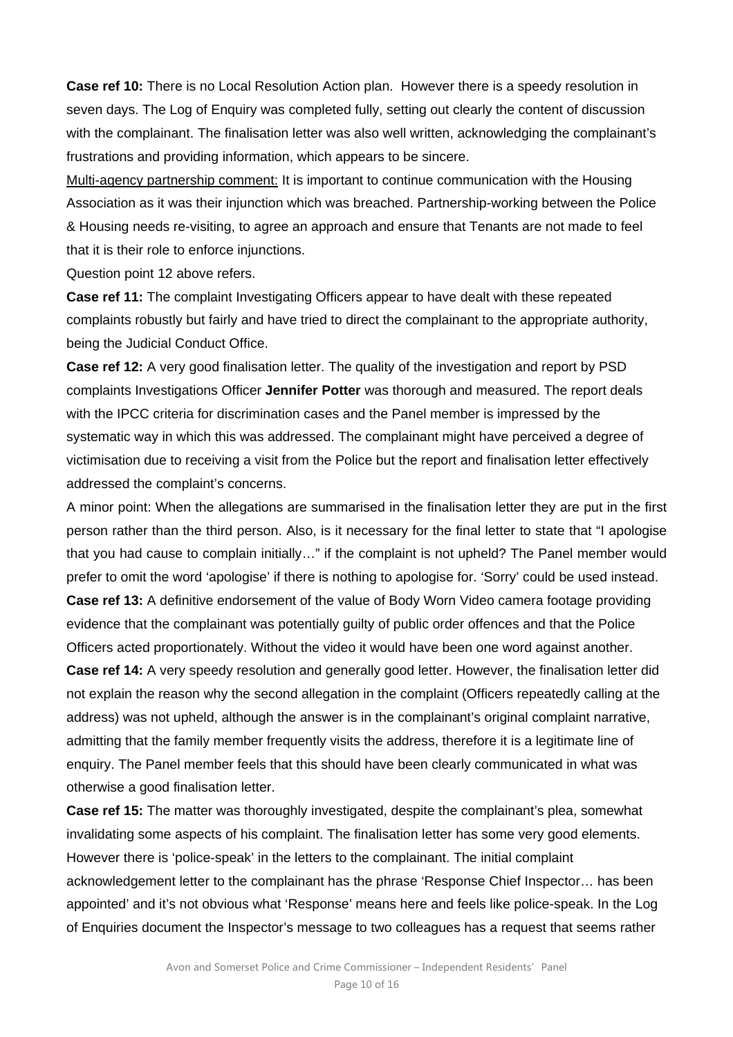**Case ref 10:** There is no Local Resolution Action plan.  However there is a speedy resolution in seven days. The Log of Enquiry was completed fully, setting out clearly the content of discussion with the complainant. The finalisation letter was also well written, acknowledging the complainant's frustrations and providing information, which appears to be sincere.

Multi-agency partnership comment: It is important to continue communication with the Housing Association as it was their injunction which was breached. Partnership-working between the Police & Housing needs re-visiting, to agree an approach and ensure that Tenants are not made to feel that it is their role to enforce injunctions.

Question point 12 above refers.

**Case ref 11:** The complaint Investigating Officers appear to have dealt with these repeated complaints robustly but fairly and have tried to direct the complainant to the appropriate authority, being the Judicial Conduct Office.

**Case ref 12:** A very good finalisation letter. The quality of the investigation and report by PSD complaints Investigations Officer **Jennifer Potter** was thorough and measured. The report deals with the IPCC criteria for discrimination cases and the Panel member is impressed by the systematic way in which this was addressed. The complainant might have perceived a degree of victimisation due to receiving a visit from the Police but the report and finalisation letter effectively addressed the complaint's concerns.

A minor point: When the allegations are summarised in the finalisation letter they are put in the first person rather than the third person. Also, is it necessary for the final letter to state that "I apologise that you had cause to complain initially…" if the complaint is not upheld? The Panel member would prefer to omit the word 'apologise' if there is nothing to apologise for. 'Sorry' could be used instead.

**Case ref 13:** A definitive endorsement of the value of Body Worn Video camera footage providing evidence that the complainant was potentially guilty of public order offences and that the Police Officers acted proportionately. Without the video it would have been one word against another.

**Case ref 14:** A very speedy resolution and generally good letter. However, the finalisation letter did not explain the reason why the second allegation in the complaint (Officers repeatedly calling at the address) was not upheld, although the answer is in the complainant's original complaint narrative, admitting that the family member frequently visits the address, therefore it is a legitimate line of enquiry. The Panel member feels that this should have been clearly communicated in what was otherwise a good finalisation letter.

**Case ref 15:** The matter was thoroughly investigated, despite the complainant's plea, somewhat invalidating some aspects of his complaint. The finalisation letter has some very good elements. However there is 'police-speak' in the letters to the complainant. The initial complaint acknowledgement letter to the complainant has the phrase 'Response Chief Inspector… has been appointed' and it's not obvious what 'Response' means here and feels like police-speak. In the Log of Enquiries document the Inspector's message to two colleagues has a request that seems rather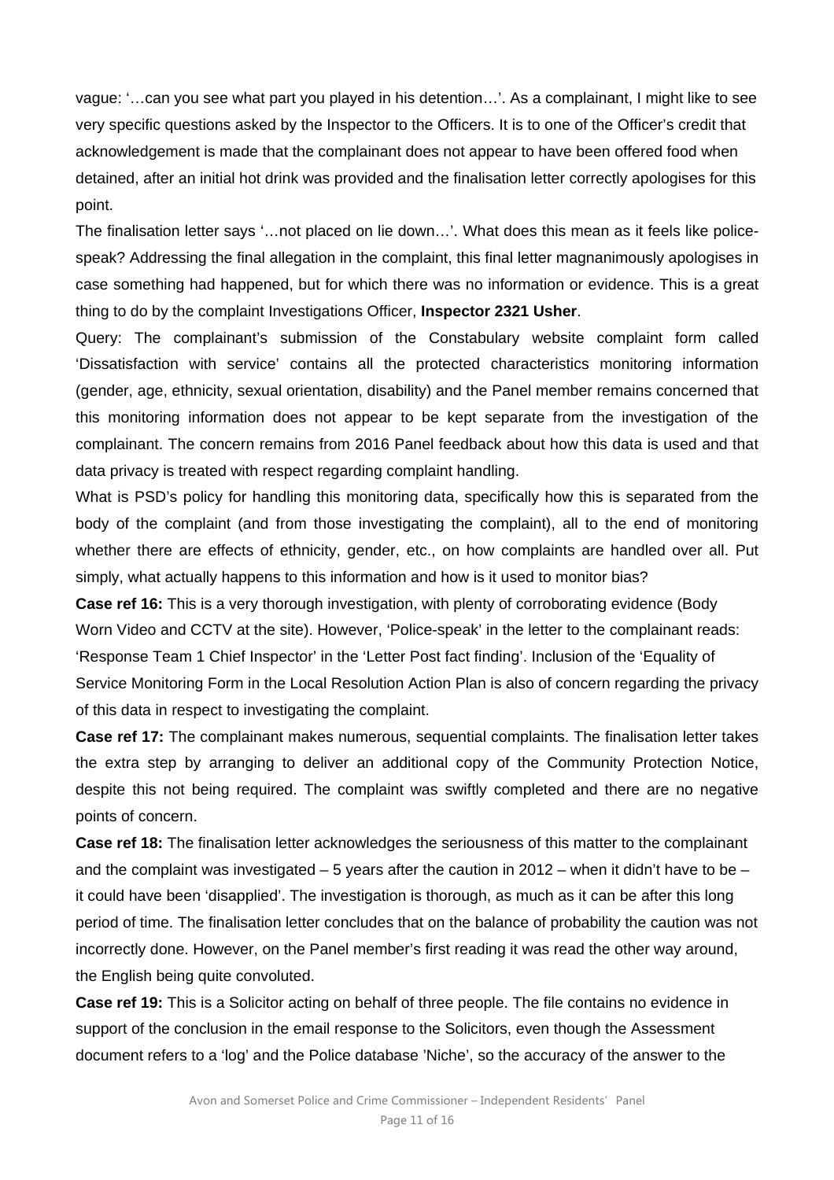vague: '…can you see what part you played in his detention…'. As a complainant, I might like to see very specific questions asked by the Inspector to the Officers. It is to one of the Officer's credit that acknowledgement is made that the complainant does not appear to have been offered food when detained, after an initial hot drink was provided and the finalisation letter correctly apologises for this point.

The finalisation letter says '…not placed on lie down…'. What does this mean as it feels like police-speak? Addressing the final allegation in the complaint, this final letter magnanimously apologises in case something had happened, but for which there was no information or evidence. This is a great thing to do by the complaint Investigations Officer, **Inspector 2321 Usher**.

Query: The complainant's submission of the Constabulary website complaint form called 'Dissatisfaction with service' contains all the protected characteristics monitoring information (gender, age, ethnicity, sexual orientation, disability) and the Panel member remains concerned that this monitoring information does not appear to be kept separate from the investigation of the complainant. The concern remains from 2016 Panel feedback about how this data is used and that data privacy is treated with respect regarding complaint handling.

What is PSD's policy for handling this monitoring data, specifically how this is separated from the body of the complaint (and from those investigating the complaint), all to the end of monitoring whether there are effects of ethnicity, gender, etc., on how complaints are handled over all. Put simply, what actually happens to this information and how is it used to monitor bias?

**Case ref 16:** This is a very thorough investigation, with plenty of corroborating evidence (Body Worn Video and CCTV at the site). However, 'Police-speak' in the letter to the complainant reads: 'Response Team 1 Chief Inspector' in the 'Letter Post fact finding'. Inclusion of the 'Equality of Service Monitoring Form in the Local Resolution Action Plan is also of concern regarding the privacy of this data in respect to investigating the complaint.

**Case ref 17:** The complainant makes numerous, sequential complaints. The finalisation letter takes the extra step by arranging to deliver an additional copy of the Community Protection Notice, despite this not being required. The complaint was swiftly completed and there are no negative points of concern.

**Case ref 18:** The finalisation letter acknowledges the seriousness of this matter to the complainant and the complaint was investigated – 5 years after the caution in 2012 – when it didn't have to be – it could have been 'disapplied'. The investigation is thorough, as much as it can be after this long period of time. The finalisation letter concludes that on the balance of probability the caution was not incorrectly done. However, on the Panel member's first reading it was read the other way around, the English being quite convoluted.

**Case ref 19:** This is a Solicitor acting on behalf of three people. The file contains no evidence in support of the conclusion in the email response to the Solicitors, even though the Assessment document refers to a 'log' and the Police database 'Niche', so the accuracy of the answer to the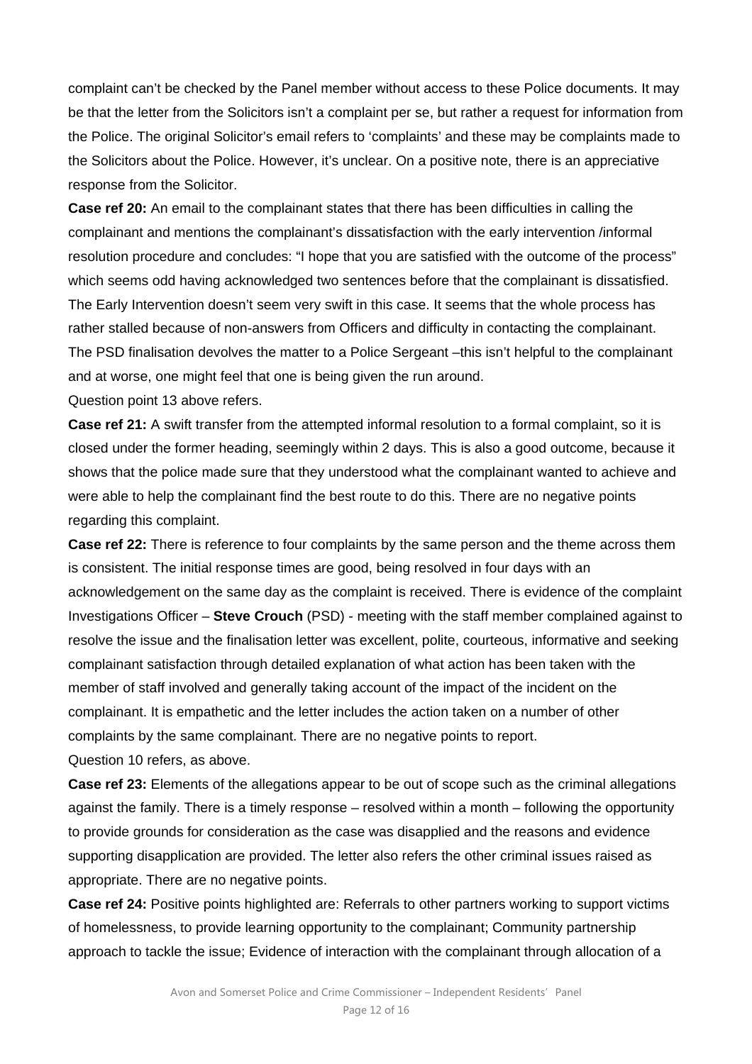complaint can't be checked by the Panel member without access to these Police documents. It may be that the letter from the Solicitors isn't a complaint per se, but rather a request for information from the Police. The original Solicitor's email refers to 'complaints' and these may be complaints made to the Solicitors about the Police. However, it's unclear. On a positive note, there is an appreciative response from the Solicitor.

**Case ref 20:** An email to the complainant states that there has been difficulties in calling the complainant and mentions the complainant's dissatisfaction with the early intervention /informal resolution procedure and concludes: "I hope that you are satisfied with the outcome of the process" which seems odd having acknowledged two sentences before that the complainant is dissatisfied. The Early Intervention doesn't seem very swift in this case. It seems that the whole process has rather stalled because of non-answers from Officers and difficulty in contacting the complainant. The PSD finalisation devolves the matter to a Police Sergeant –this isn't helpful to the complainant and at worse, one might feel that one is being given the run around.

Question point 13 above refers.

**Case ref 21:** A swift transfer from the attempted informal resolution to a formal complaint, so it is closed under the former heading, seemingly within 2 days. This is also a good outcome, because it shows that the police made sure that they understood what the complainant wanted to achieve and were able to help the complainant find the best route to do this. There are no negative points regarding this complaint.

**Case ref 22:** There is reference to four complaints by the same person and the theme across them is consistent. The initial response times are good, being resolved in four days with an acknowledgement on the same day as the complaint is received. There is evidence of the complaint Investigations Officer – **Steve Crouch** (PSD) - meeting with the staff member complained against to resolve the issue and the finalisation letter was excellent, polite, courteous, informative and seeking complainant satisfaction through detailed explanation of what action has been taken with the member of staff involved and generally taking account of the impact of the incident on the complainant. It is empathetic and the letter includes the action taken on a number of other complaints by the same complainant. There are no negative points to report.

Question 10 refers, as above.

**Case ref 23:** Elements of the allegations appear to be out of scope such as the criminal allegations against the family. There is a timely response – resolved within a month – following the opportunity to provide grounds for consideration as the case was disapplied and the reasons and evidence supporting disapplication are provided. The letter also refers the other criminal issues raised as appropriate. There are no negative points.

**Case ref 24:** Positive points highlighted are: Referrals to other partners working to support victims of homelessness, to provide learning opportunity to the complainant; Community partnership approach to tackle the issue; Evidence of interaction with the complainant through allocation of a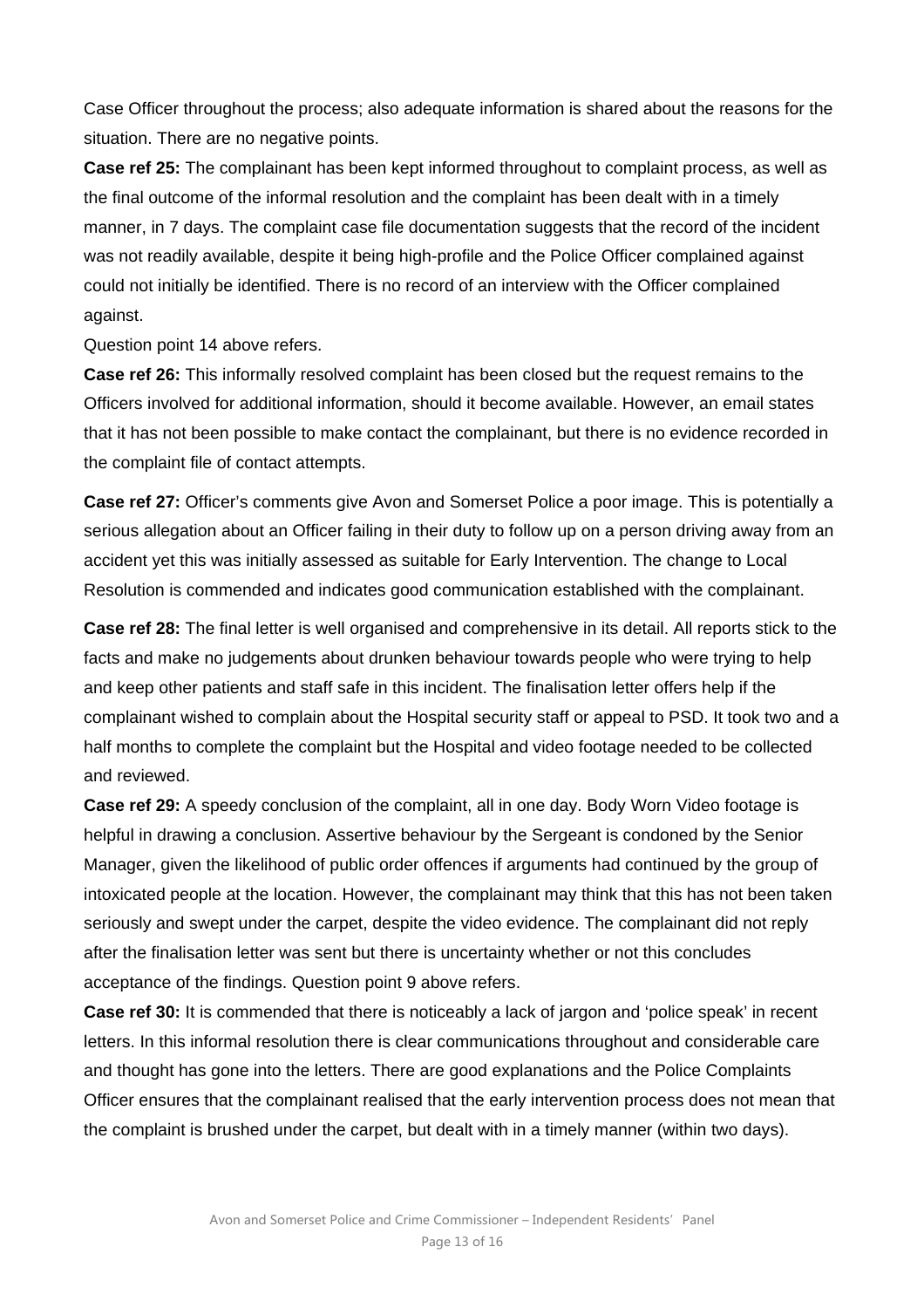Case Officer throughout the process; also adequate information is shared about the reasons for the situation. There are no negative points.

**Case ref 25:** The complainant has been kept informed throughout to complaint process, as well as the final outcome of the informal resolution and the complaint has been dealt with in a timely manner, in 7 days. The complaint case file documentation suggests that the record of the incident was not readily available, despite it being high-profile and the Police Officer complained against could not initially be identified. There is no record of an interview with the Officer complained against.

Question point 14 above refers.

**Case ref 26:** This informally resolved complaint has been closed but the request remains to the Officers involved for additional information, should it become available. However, an email states that it has not been possible to make contact the complainant, but there is no evidence recorded in the complaint file of contact attempts.

**Case ref 27:** Officer's comments give Avon and Somerset Police a poor image. This is potentially a serious allegation about an Officer failing in their duty to follow up on a person driving away from an accident yet this was initially assessed as suitable for Early Intervention. The change to Local Resolution is commended and indicates good communication established with the complainant.

**Case ref 28:** The final letter is well organised and comprehensive in its detail. All reports stick to the facts and make no judgements about drunken behaviour towards people who were trying to help and keep other patients and staff safe in this incident. The finalisation letter offers help if the complainant wished to complain about the Hospital security staff or appeal to PSD. It took two and a half months to complete the complaint but the Hospital and video footage needed to be collected and reviewed.

**Case ref 29:** A speedy conclusion of the complaint, all in one day. Body Worn Video footage is helpful in drawing a conclusion. Assertive behaviour by the Sergeant is condoned by the Senior Manager, given the likelihood of public order offences if arguments had continued by the group of intoxicated people at the location. However, the complainant may think that this has not been taken seriously and swept under the carpet, despite the video evidence. The complainant did not reply after the finalisation letter was sent but there is uncertainty whether or not this concludes acceptance of the findings. Question point 9 above refers.

**Case ref 30:** It is commended that there is noticeably a lack of jargon and 'police speak' in recent letters. In this informal resolution there is clear communications throughout and considerable care and thought has gone into the letters. There are good explanations and the Police Complaints Officer ensures that the complainant realised that the early intervention process does not mean that the complaint is brushed under the carpet, but dealt with in a timely manner (within two days).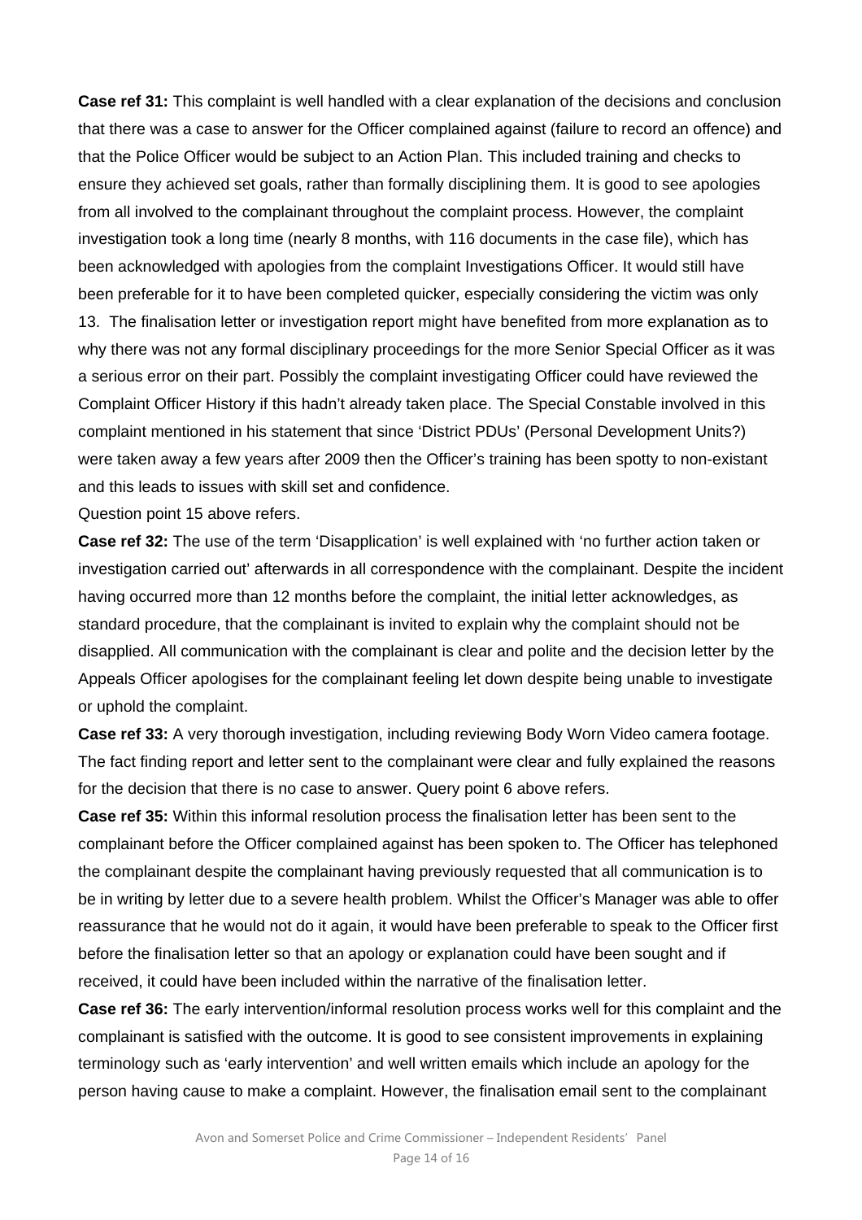**Case ref 31:** This complaint is well handled with a clear explanation of the decisions and conclusion that there was a case to answer for the Officer complained against (failure to record an offence) and that the Police Officer would be subject to an Action Plan. This included training and checks to ensure they achieved set goals, rather than formally disciplining them. It is good to see apologies from all involved to the complainant throughout the complaint process. However, the complaint investigation took a long time (nearly 8 months, with 116 documents in the case file), which has been acknowledged with apologies from the complaint Investigations Officer. It would still have been preferable for it to have been completed quicker, especially considering the victim was only 13. The finalisation letter or investigation report might have benefited from more explanation as to why there was not any formal disciplinary proceedings for the more Senior Special Officer as it was a serious error on their part. Possibly the complaint investigating Officer could have reviewed the Complaint Officer History if this hadn't already taken place. The Special Constable involved in this complaint mentioned in his statement that since 'District PDUs' (Personal Development Units?) were taken away a few years after 2009 then the Officer's training has been spotty to non-existant and this leads to issues with skill set and confidence.

Question point 15 above refers.

**Case ref 32:** The use of the term 'Disapplication' is well explained with 'no further action taken or investigation carried out' afterwards in all correspondence with the complainant. Despite the incident having occurred more than 12 months before the complaint, the initial letter acknowledges, as standard procedure, that the complainant is invited to explain why the complaint should not be disapplied. All communication with the complainant is clear and polite and the decision letter by the Appeals Officer apologises for the complainant feeling let down despite being unable to investigate or uphold the complaint.

**Case ref 33:** A very thorough investigation, including reviewing Body Worn Video camera footage. The fact finding report and letter sent to the complainant were clear and fully explained the reasons for the decision that there is no case to answer. Query point 6 above refers.

**Case ref 35:** Within this informal resolution process the finalisation letter has been sent to the complainant before the Officer complained against has been spoken to. The Officer has telephoned the complainant despite the complainant having previously requested that all communication is to be in writing by letter due to a severe health problem. Whilst the Officer's Manager was able to offer reassurance that he would not do it again, it would have been preferable to speak to the Officer first before the finalisation letter so that an apology or explanation could have been sought and if received, it could have been included within the narrative of the finalisation letter.

**Case ref 36:** The early intervention/informal resolution process works well for this complaint and the complainant is satisfied with the outcome. It is good to see consistent improvements in explaining terminology such as 'early intervention' and well written emails which include an apology for the person having cause to make a complaint. However, the finalisation email sent to the complainant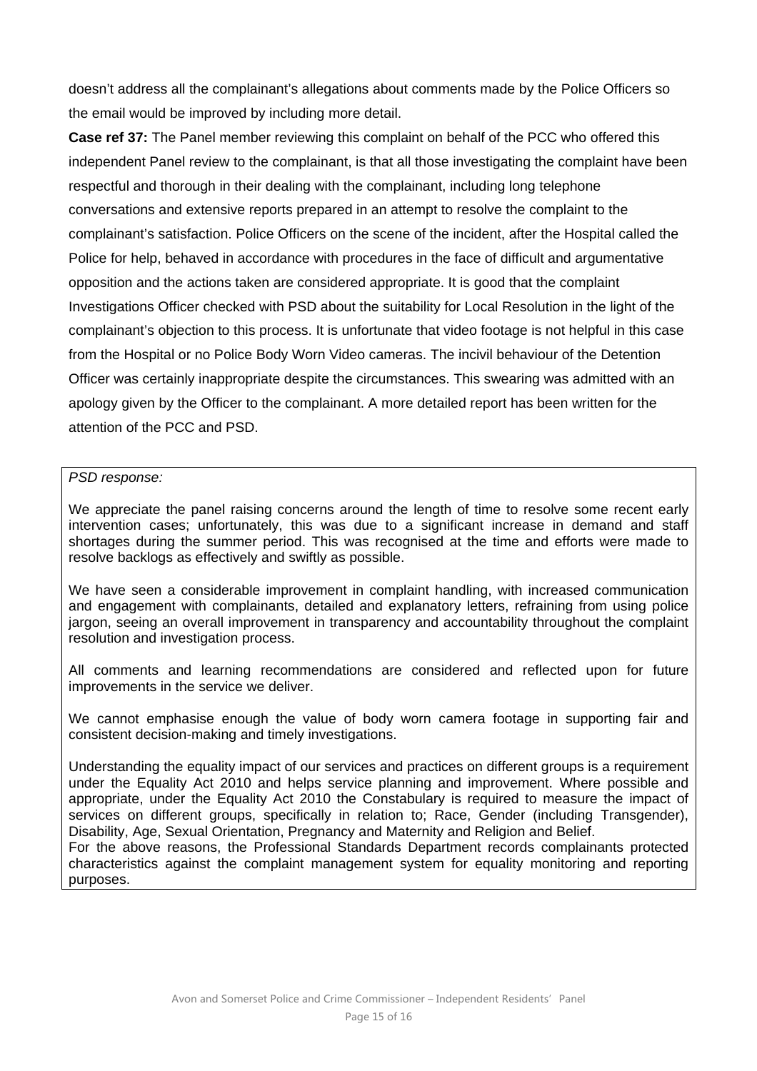doesn't address all the complainant's allegations about comments made by the Police Officers so the email would be improved by including more detail.

**Case ref 37:** The Panel member reviewing this complaint on behalf of the PCC who offered this independent Panel review to the complainant, is that all those investigating the complaint have been respectful and thorough in their dealing with the complainant, including long telephone conversations and extensive reports prepared in an attempt to resolve the complaint to the complainant's satisfaction. Police Officers on the scene of the incident, after the Hospital called the Police for help, behaved in accordance with procedures in the face of difficult and argumentative opposition and the actions taken are considered appropriate. It is good that the complaint Investigations Officer checked with PSD about the suitability for Local Resolution in the light of the complainant's objection to this process. It is unfortunate that video footage is not helpful in this case from the Hospital or no Police Body Worn Video cameras. The incivil behaviour of the Detention Officer was certainly inappropriate despite the circumstances. This swearing was admitted with an apology given by the Officer to the complainant. A more detailed report has been written for the attention of the PCC and PSD.

*PSD response:*

We appreciate the panel raising concerns around the length of time to resolve some recent early intervention cases; unfortunately, this was due to a significant increase in demand and staff shortages during the summer period. This was recognised at the time and efforts were made to resolve backlogs as effectively and swiftly as possible.

We have seen a considerable improvement in complaint handling, with increased communication and engagement with complainants, detailed and explanatory letters, refraining from using police jargon, seeing an overall improvement in transparency and accountability throughout the complaint resolution and investigation process.

All comments and learning recommendations are considered and reflected upon for future improvements in the service we deliver.

We cannot emphasise enough the value of body worn camera footage in supporting fair and consistent decision-making and timely investigations.

Understanding the equality impact of our services and practices on different groups is a requirement under the Equality Act 2010 and helps service planning and improvement. Where possible and appropriate, under the Equality Act 2010 the Constabulary is required to measure the impact of services on different groups, specifically in relation to; Race, Gender (including Transgender), Disability, Age, Sexual Orientation, Pregnancy and Maternity and Religion and Belief.
For the above reasons, the Professional Standards Department records complainants protected characteristics against the complaint management system for equality monitoring and reporting purposes.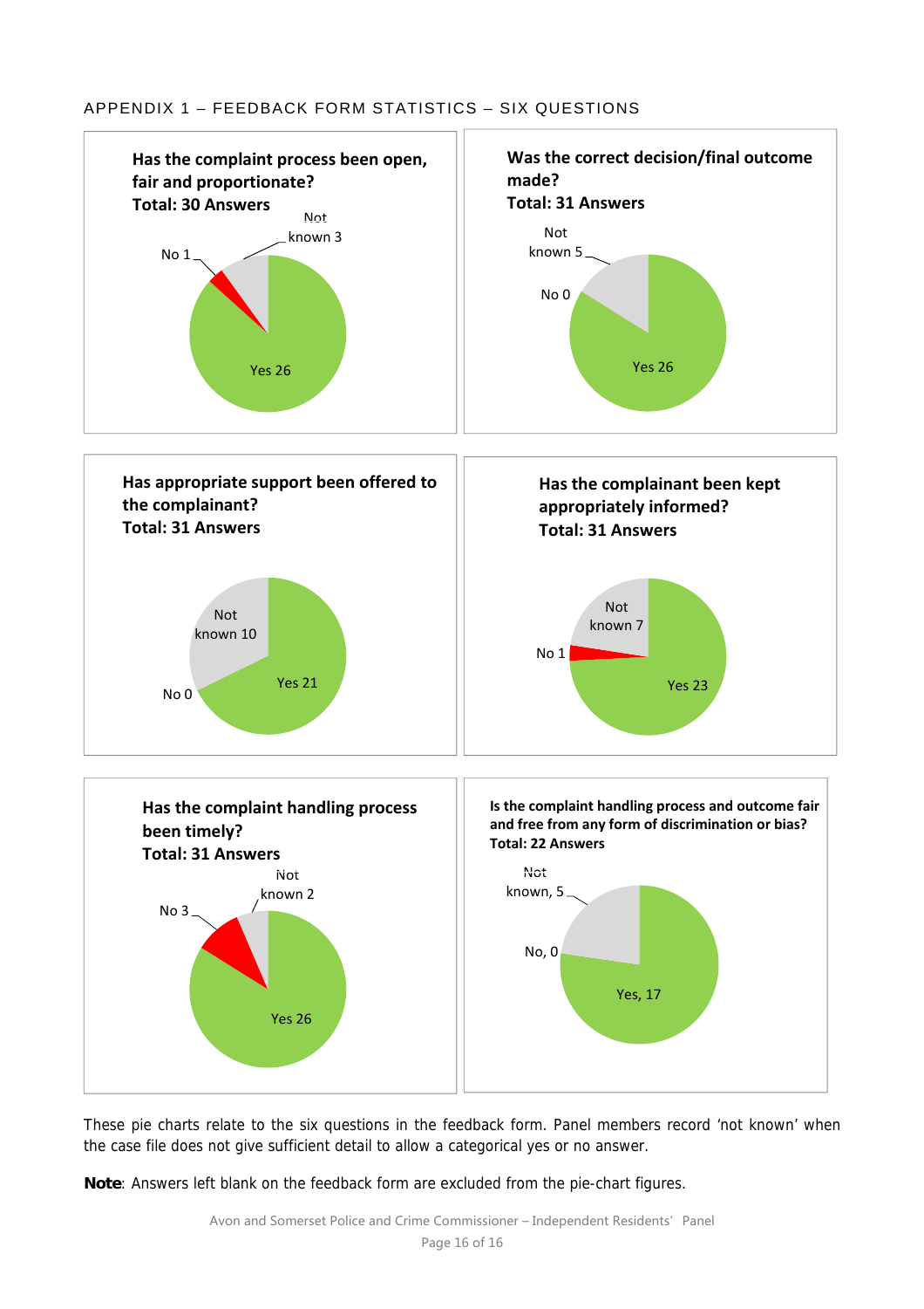## APPENDIX 1 – FEEDBACK FORM STATISTICS – SIX QUESTIONS

**Has the complaint process been open, fair and proportionate?**
**Total: 30 Answers**

Not known 3
No 1
Yes 26

**Was the correct decision/final outcome made?**
**Total: 31 Answers**

Not known 5
No 0
Yes 26

**Has appropriate support been offered to the complainant?**
**Total: 31 Answers**

Not known 10
No 0
Yes 21

**Has the complainant been kept appropriately informed?**
**Total: 31 Answers**

Not known 7
No 1
Yes 23

**Has the complaint handling process been timely?**
**Total: 31 Answers**

Not known 2
No 3
Yes 26

**Is the complaint handling process and outcome fair and free from any form of discrimination or bias?**
**Total: 22 Answers**

Not known, 5
No, 0
Yes, 17

These pie charts relate to the six questions in the feedback form. Panel members record 'not known' when the case file does not give sufficient detail to allow a categorical yes or no answer.

**Note**: Answers left blank on the feedback form are excluded from the pie-chart figures.